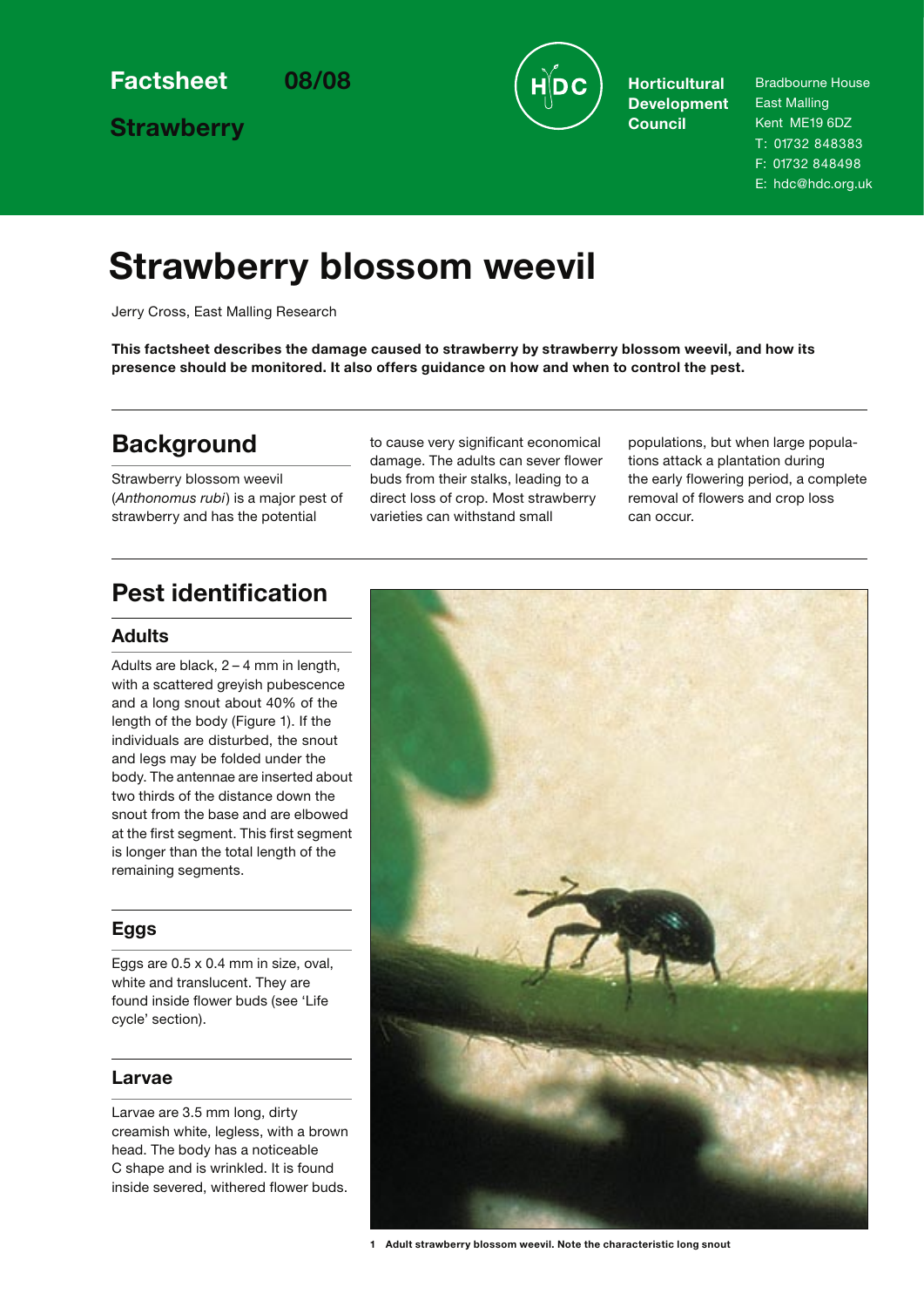Factsheet 08/08

Strawberry

Horticultural Development Council

Bradbourne House
East Malling
Kent ME19 6DZ
T: 01732 848383
F: 01732 848498
E: hdc@hdc.org.uk

# Strawberry blossom weevil

Jerry Cross, East Malling Research

**This factsheet describes the damage caused to strawberry by strawberry blossom weevil, and how its presence should be monitored. It also offers guidance on how and when to control the pest.**

## Background

Strawberry blossom weevil (*Anthonomus rubi*) is a major pest of strawberry and has the potential to cause very significant economical damage. The adults can sever flower buds from their stalks, leading to a direct loss of crop. Most strawberry varieties can withstand small populations, but when large populations attack a plantation during the early flowering period, a complete removal of flowers and crop loss can occur.

## Pest identification

### Adults

Adults are black, 2 – 4 mm in length, with a scattered greyish pubescence and a long snout about 40% of the length of the body (Figure 1). If the individuals are disturbed, the snout and legs may be folded under the body. The antennae are inserted about two thirds of the distance down the snout from the base and are elbowed at the first segment. This first segment is longer than the total length of the remaining segments.

### Eggs

Eggs are 0.5 x 0.4 mm in size, oval, white and translucent. They are found inside flower buds (see 'Life cycle' section).

### Larvae

Larvae are 3.5 mm long, dirty creamish white, legless, with a brown head. The body has a noticeable C shape and is wrinkled. It is found inside severed, withered flower buds.

1 Adult strawberry blossom weevil. Note the characteristic long snout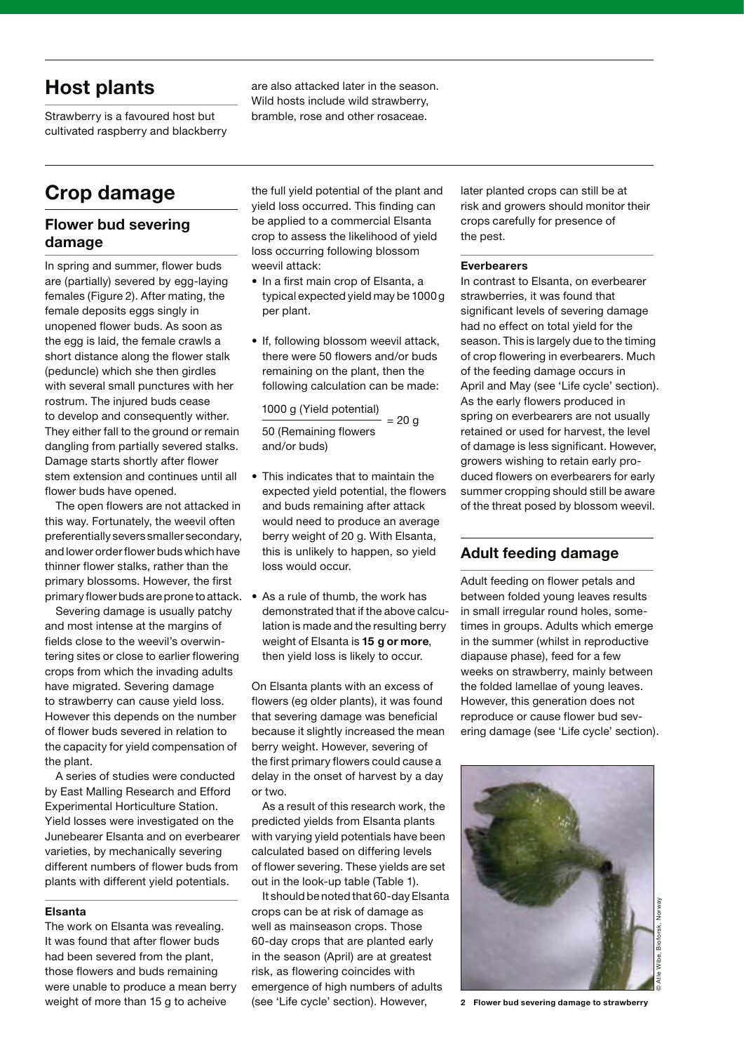## Host plants

Strawberry is a favoured host but cultivated raspberry and blackberry are also attacked later in the season. Wild hosts include wild strawberry, bramble, rose and other rosaceae.

## Crop damage

### Flower bud severing damage

In spring and summer, flower buds are (partially) severed by egg-laying females (Figure 2). After mating, the female deposits eggs singly in unopened flower buds. As soon as the egg is laid, the female crawls a short distance along the flower stalk (peduncle) which she then girdles with several small punctures with her rostrum. The injured buds cease to develop and consequently wither. They either fall to the ground or remain dangling from partially severed stalks. Damage starts shortly after flower stem extension and continues until all flower buds have opened.

The open flowers are not attacked in this way. Fortunately, the weevil often preferentially severs smaller secondary, and lower order flower buds which have thinner flower stalks, rather than the primary blossoms. However, the first primary flower buds are prone to attack.

Severing damage is usually patchy and most intense at the margins of fields close to the weevil's overwintering sites or close to earlier flowering crops from which the invading adults have migrated. Severing damage to strawberry can cause yield loss. However this depends on the number of flower buds severed in relation to the capacity for yield compensation of the plant.

A series of studies were conducted by East Malling Research and Efford Experimental Horticulture Station. Yield losses were investigated on the Junebearer Elsanta and on everbearer varieties, by mechanically severing different numbers of flower buds from plants with different yield potentials.

#### Elsanta

The work on Elsanta was revealing. It was found that after flower buds had been severed from the plant, those flowers and buds remaining were unable to produce a mean berry weight of more than 15 g to acheive the full yield potential of the plant and yield loss occurred. This finding can be applied to a commercial Elsanta crop to assess the likelihood of yield loss occurring following blossom weevil attack:

- In a first main crop of Elsanta, a typical expected yield may be 1000 g per plant.
- If, following blossom weevil attack, there were 50 flowers and/or buds remaining on the plant, then the following calculation can be made:

$$\frac{\text{1000 g (Yield potential)}}{\text{50 (Remaining flowers and/or buds)}} = 20 \text{ g}$$

- This indicates that to maintain the expected yield potential, the flowers and buds remaining after attack would need to produce an average berry weight of 20 g. With Elsanta, this is unlikely to happen, so yield loss would occur.
- As a rule of thumb, the work has demonstrated that if the above calculation is made and the resulting berry weight of Elsanta is **15 g or more**, then yield loss is likely to occur.

On Elsanta plants with an excess of flowers (eg older plants), it was found that severing damage was beneficial because it slightly increased the mean berry weight. However, severing of the first primary flowers could cause a delay in the onset of harvest by a day or two.

As a result of this research work, the predicted yields from Elsanta plants with varying yield potentials have been calculated based on differing levels of flower severing. These yields are set out in the look-up table (Table 1).

It should be noted that 60-day Elsanta crops can be at risk of damage as well as mainseason crops. Those 60-day crops that are planted early in the season (April) are at greatest risk, as flowering coincides with emergence of high numbers of adults (see 'Life cycle' section). However, later planted crops can still be at risk and growers should monitor their crops carefully for presence of the pest.

#### Everbearers

In contrast to Elsanta, on everbearer strawberries, it was found that significant levels of severing damage had no effect on total yield for the season. This is largely due to the timing of crop flowering in everbearers. Much of the feeding damage occurs in April and May (see 'Life cycle' section). As the early flowers produced in spring on everbearers are not usually retained or used for harvest, the level of damage is less significant. However, growers wishing to retain early produced flowers on everbearers for early summer cropping should still be aware of the threat posed by blossom weevil.

### Adult feeding damage

Adult feeding on flower petals and between folded young leaves results in small irregular round holes, sometimes in groups. Adults which emerge in the summer (whilst in reproductive diapause phase), feed for a few weeks on strawberry, mainly between the folded lamellae of young leaves. However, this generation does not reproduce or cause flower bud severing damage (see 'Life cycle' section).

© Atle Wibe, Bioforsk, Norway

**2 Flower bud severing damage to strawberry**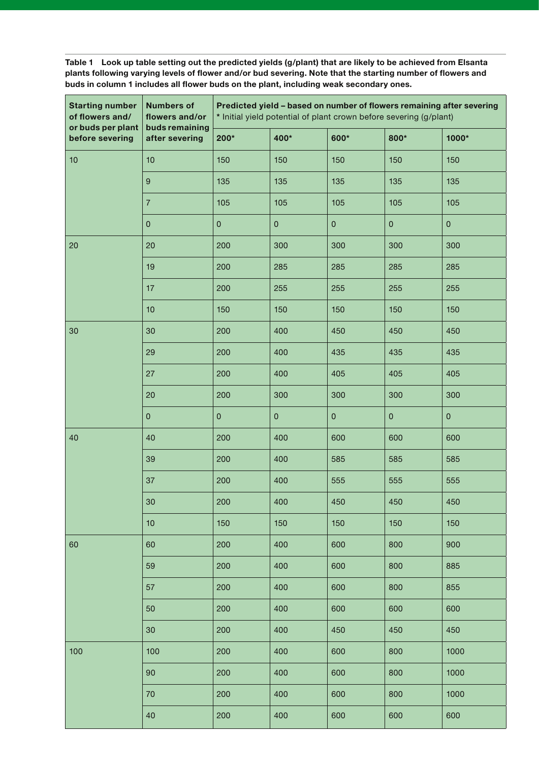**Table 1 Look up table setting out the predicted yields (g/plant) that are likely to be achieved from Elsanta plants following varying levels of flower and/or bud severing. Note that the starting number of flowers and buds in column 1 includes all flower buds on the plant, including weak secondary ones.**

| Starting number of flowers and/or buds per plant before severing | Numbers of flowers and/or buds remaining after severing | Predicted yield – based on number of flowers remaining after severing * Initial yield potential of plant crown before severing (g/plant) | | | | |
|---|---|---|---|---|---|---|
| | | 200* | 400* | 600* | 800* | 1000* |
| 10 | 10 | 150 | 150 | 150 | 150 | 150 |
| | 9 | 135 | 135 | 135 | 135 | 135 |
| | 7 | 105 | 105 | 105 | 105 | 105 |
| | 0 | 0 | 0 | 0 | 0 | 0 |
| 20 | 20 | 200 | 300 | 300 | 300 | 300 |
| | 19 | 200 | 285 | 285 | 285 | 285 |
| | 17 | 200 | 255 | 255 | 255 | 255 |
| | 10 | 150 | 150 | 150 | 150 | 150 |
| 30 | 30 | 200 | 400 | 450 | 450 | 450 |
| | 29 | 200 | 400 | 435 | 435 | 435 |
| | 27 | 200 | 400 | 405 | 405 | 405 |
| | 20 | 200 | 300 | 300 | 300 | 300 |
| | 0 | 0 | 0 | 0 | 0 | 0 |
| 40 | 40 | 200 | 400 | 600 | 600 | 600 |
| | 39 | 200 | 400 | 585 | 585 | 585 |
| | 37 | 200 | 400 | 555 | 555 | 555 |
| | 30 | 200 | 400 | 450 | 450 | 450 |
| | 10 | 150 | 150 | 150 | 150 | 150 |
| 60 | 60 | 200 | 400 | 600 | 800 | 900 |
| | 59 | 200 | 400 | 600 | 800 | 885 |
| | 57 | 200 | 400 | 600 | 800 | 855 |
| | 50 | 200 | 400 | 600 | 600 | 600 |
| | 30 | 200 | 400 | 450 | 450 | 450 |
| 100 | 100 | 200 | 400 | 600 | 800 | 1000 |
| | 90 | 200 | 400 | 600 | 800 | 1000 |
| | 70 | 200 | 400 | 600 | 800 | 1000 |
| | 40 | 200 | 400 | 600 | 600 | 600 |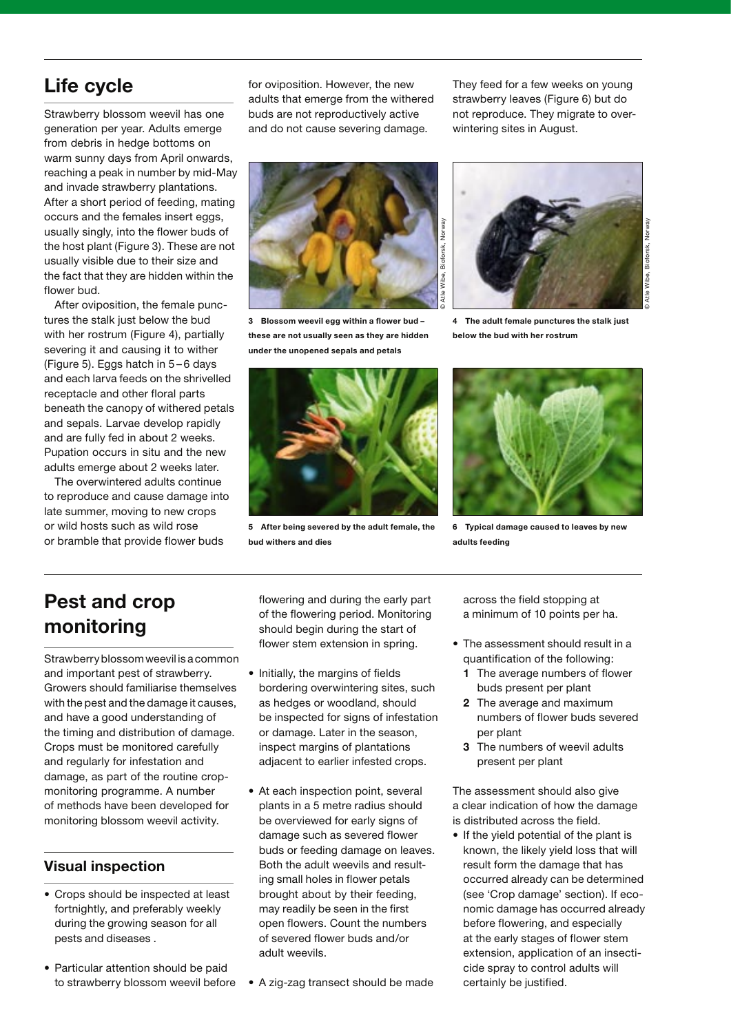## Life cycle

Strawberry blossom weevil has one generation per year. Adults emerge from debris in hedge bottoms on warm sunny days from April onwards, reaching a peak in number by mid-May and invade strawberry plantations. After a short period of feeding, mating occurs and the females insert eggs, usually singly, into the flower buds of the host plant (Figure 3). These are not usually visible due to their size and the fact that they are hidden within the flower bud.

After oviposition, the female punctures the stalk just below the bud with her rostrum (Figure 4), partially severing it and causing it to wither (Figure 5). Eggs hatch in 5–6 days and each larva feeds on the shrivelled receptacle and other floral parts beneath the canopy of withered petals and sepals. Larvae develop rapidly and are fully fed in about 2 weeks. Pupation occurs in situ and the new adults emerge about 2 weeks later.

The overwintered adults continue to reproduce and cause damage into late summer, moving to new crops or wild hosts such as wild rose or bramble that provide flower buds for oviposition. However, the new adults that emerge from the withered buds are not reproductively active and do not cause severing damage. They feed for a few weeks on young strawberry leaves (Figure 6) but do not reproduce. They migrate to overwintering sites in August.

© Atle Wibe, Bioforsk, Norway

**3 Blossom weevil egg within a flower bud – these are not usually seen as they are hidden under the unopened sepals and petals**

© Atle Wibe, Bioforsk, Norway

**4 The adult female punctures the stalk just below the bud with her rostrum**

**5 After being severed by the adult female, the bud withers and dies**

**6 Typical damage caused to leaves by new adults feeding**

## Pest and crop monitoring

Strawberry blossom weevil is a common and important pest of strawberry. Growers should familiarise themselves with the pest and the damage it causes, and have a good understanding of the timing and distribution of damage. Crops must be monitored carefully and regularly for infestation and damage, as part of the routine crop-monitoring programme. A number of methods have been developed for monitoring blossom weevil activity.

### Visual inspection

- Crops should be inspected at least fortnightly, and preferably weekly during the growing season for all pests and diseases .
- Particular attention should be paid to strawberry blossom weevil before flowering and during the early part of the flowering period. Monitoring should begin during the start of flower stem extension in spring.
- Initially, the margins of fields bordering overwintering sites, such as hedges or woodland, should be inspected for signs of infestation or damage. Later in the season, inspect margins of plantations adjacent to earlier infested crops.
- At each inspection point, several plants in a 5 metre radius should be overviewed for early signs of damage such as severed flower buds or feeding damage on leaves. Both the adult weevils and resulting small holes in flower petals brought about by their feeding, may readily be seen in the first open flowers. Count the numbers of severed flower buds and/or adult weevils.
- A zig-zag transect should be made across the field stopping at a minimum of 10 points per ha.
- The assessment should result in a quantification of the following:
  1. The average numbers of flower buds present per plant
  2. The average and maximum numbers of flower buds severed per plant
  3. The numbers of weevil adults present per plant

The assessment should also give a clear indication of how the damage is distributed across the field.

- If the yield potential of the plant is known, the likely yield loss that will result form the damage that has occurred already can be determined (see 'Crop damage' section). If economic damage has occurred already before flowering, and especially at the early stages of flower stem extension, application of an insecticide spray to control adults will certainly be justified.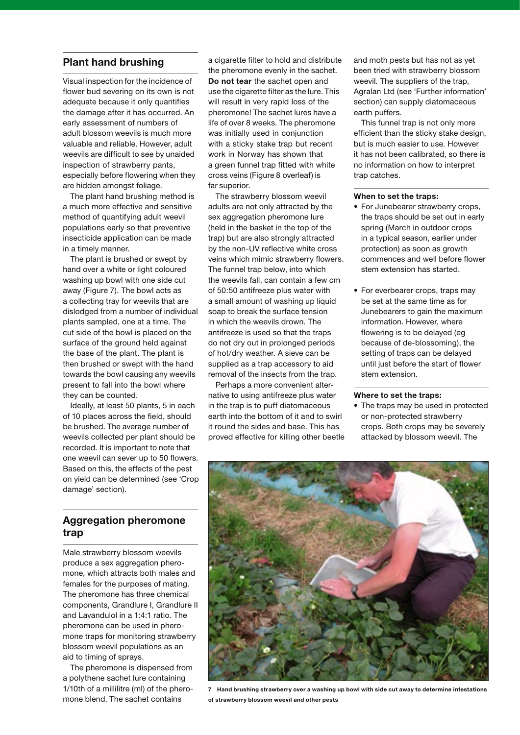## Plant hand brushing

Visual inspection for the incidence of flower bud severing on its own is not adequate because it only quantifies the damage after it has occurred. An early assessment of numbers of adult blossom weevils is much more valuable and reliable. However, adult weevils are difficult to see by unaided inspection of strawberry pants, especially before flowering when they are hidden amongst foliage.

The plant hand brushing method is a much more effective and sensitive method of quantifying adult weevil populations early so that preventive insecticide application can be made in a timely manner.

The plant is brushed or swept by hand over a white or light coloured washing up bowl with one side cut away (Figure 7). The bowl acts as a collecting tray for weevils that are dislodged from a number of individual plants sampled, one at a time. The cut side of the bowl is placed on the surface of the ground held against the base of the plant. The plant is then brushed or swept with the hand towards the bowl causing any weevils present to fall into the bowl where they can be counted.

Ideally, at least 50 plants, 5 in each of 10 places across the field, should be brushed. The average number of weevils collected per plant should be recorded. It is important to note that one weevil can sever up to 50 flowers. Based on this, the effects of the pest on yield can be determined (see 'Crop damage' section).

## Aggregation pheromone trap

Male strawberry blossom weevils produce a sex aggregation pheromone, which attracts both males and females for the purposes of mating. The pheromone has three chemical components, Grandlure I, Grandlure II and Lavandulol in a 1:4:1 ratio. The pheromone can be used in pheromone traps for monitoring strawberry blossom weevil populations as an aid to timing of sprays.

The pheromone is dispensed from a polythene sachet lure containing 1/10th of a millilitre (ml) of the pheromone blend. The sachet contains a cigarette filter to hold and distribute the pheromone evenly in the sachet. **Do not tear** the sachet open and use the cigarette filter as the lure. This will result in very rapid loss of the pheromone! The sachet lures have a life of over 8 weeks. The pheromone was initially used in conjunction with a sticky stake trap but recent work in Norway has shown that a green funnel trap fitted with white cross veins (Figure 8 overleaf) is far superior.

The strawberry blossom weevil adults are not only attracted by the sex aggregation pheromone lure (held in the basket in the top of the trap) but are also strongly attracted by the non-UV reflective white cross veins which mimic strawberry flowers. The funnel trap below, into which the weevils fall, can contain a few cm of 50:50 antifreeze plus water with a small amount of washing up liquid soap to break the surface tension in which the weevils drown. The antifreeze is used so that the traps do not dry out in prolonged periods of hot/dry weather. A sieve can be supplied as a trap accessory to aid removal of the insects from the trap.

Perhaps a more convenient alternative to using antifreeze plus water in the trap is to puff diatomaceous earth into the bottom of it and to swirl it round the sides and base. This has proved effective for killing other beetle and moth pests but has not as yet been tried with strawberry blossom weevil. The suppliers of the trap, Agralan Ltd (see 'Further information' section) can supply diatomaceous earth puffers.

This funnel trap is not only more efficient than the sticky stake design, but is much easier to use. However it has not been calibrated, so there is no information on how to interpret trap catches.

**When to set the traps:**

- For Junebearer strawberry crops, the traps should be set out in early spring (March in outdoor crops in a typical season, earlier under protection) as soon as growth commences and well before flower stem extension has started.
- For everbearer crops, traps may be set at the same time as for Junebearers to gain the maximum information. However, where flowering is to be delayed (eg because of de-blossoming), the setting of traps can be delayed until just before the start of flower stem extension.

**Where to set the traps:**

- The traps may be used in protected or non-protected strawberry crops. Both crops may be severely attacked by blossom weevil. The

**7 Hand brushing strawberry over a washing up bowl with side cut away to determine infestations of strawberry blossom weevil and other pests**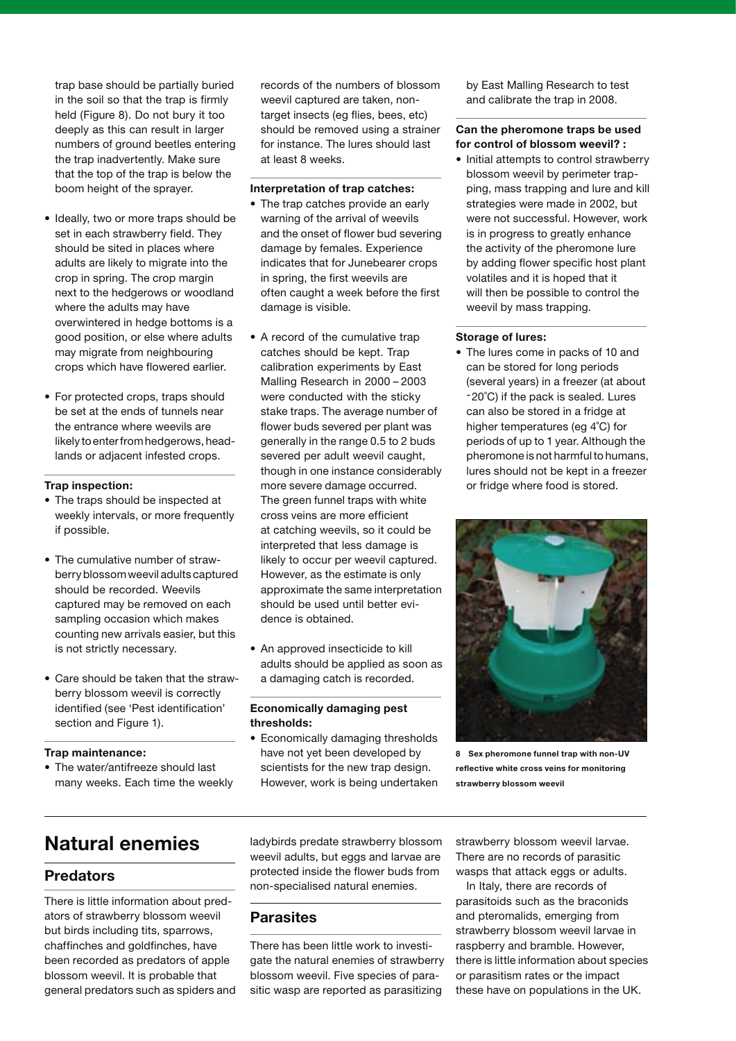trap base should be partially buried in the soil so that the trap is firmly held (Figure 8). Do not bury it too deeply as this can result in larger numbers of ground beetles entering the trap inadvertently. Make sure that the top of the trap is below the boom height of the sprayer.

- Ideally, two or more traps should be set in each strawberry field. They should be sited in places where adults are likely to migrate into the crop in spring. The crop margin next to the hedgerows or woodland where the adults may have overwintered in hedge bottoms is a good position, or else where adults may migrate from neighbouring crops which have flowered earlier.

- For protected crops, traps should be set at the ends of tunnels near the entrance where weevils are likely to enter from hedgerows, headlands or adjacent infested crops.

**Trap inspection:**

- The traps should be inspected at weekly intervals, or more frequently if possible.

- The cumulative number of strawberry blossom weevil adults captured should be recorded. Weevils captured may be removed on each sampling occasion which makes counting new arrivals easier, but this is not strictly necessary.

- Care should be taken that the strawberry blossom weevil is correctly identified (see 'Pest identification' section and Figure 1).

**Trap maintenance:**

- The water/antifreeze should last many weeks. Each time the weekly records of the numbers of blossom weevil captured are taken, non-target insects (eg flies, bees, etc) should be removed using a strainer for instance. The lures should last at least 8 weeks.

**Interpretation of trap catches:**

- The trap catches provide an early warning of the arrival of weevils and the onset of flower bud severing damage by females. Experience indicates that for Junebearer crops in spring, the first weevils are often caught a week before the first damage is visible.

- A record of the cumulative trap catches should be kept. Trap calibration experiments by East Malling Research in 2000 – 2003 were conducted with the sticky stake traps. The average number of flower buds severed per plant was generally in the range 0.5 to 2 buds severed per adult weevil caught, though in one instance considerably more severe damage occurred. The green funnel traps with white cross veins are more efficient at catching weevils, so it could be interpreted that less damage is likely to occur per weevil captured. However, as the estimate is only approximate the same interpretation should be used until better evidence is obtained.

- An approved insecticide to kill adults should be applied as soon as a damaging catch is recorded.

**Economically damaging pest thresholds:**

- Economically damaging thresholds have not yet been developed by scientists for the new trap design. However, work is being undertaken by East Malling Research to test and calibrate the trap in 2008.

**Can the pheromone traps be used for control of blossom weevil? :**

- Initial attempts to control strawberry blossom weevil by perimeter trapping, mass trapping and lure and kill strategies were made in 2002, but were not successful. However, work is in progress to greatly enhance the activity of the pheromone lure by adding flower specific host plant volatiles and it is hoped that it will then be possible to control the weevil by mass trapping.

**Storage of lures:**

- The lures come in packs of 10 and can be stored for long periods (several years) in a freezer (at about -20°C) if the pack is sealed. Lures can also be stored in a fridge at higher temperatures (eg 4°C) for periods of up to 1 year. Although the pheromone is not harmful to humans, lures should not be kept in a freezer or fridge where food is stored.

**8 Sex pheromone funnel trap with non-UV reflective white cross veins for monitoring strawberry blossom weevil**

# Natural enemies

## Predators

There is little information about predators of strawberry blossom weevil but birds including tits, sparrows, chaffinches and goldfinches, have been recorded as predators of apple blossom weevil. It is probable that general predators such as spiders and ladybirds predate strawberry blossom weevil adults, but eggs and larvae are protected inside the flower buds from non-specialised natural enemies.

## Parasites

There has been little work to investigate the natural enemies of strawberry blossom weevil. Five species of parasitic wasp are reported as parasitizing strawberry blossom weevil larvae. There are no records of parasitic wasps that attack eggs or adults.

In Italy, there are records of parasitoids such as the braconids and pteromalids, emerging from strawberry blossom weevil larvae in raspberry and bramble. However, there is little information about species or parasitism rates or the impact these have on populations in the UK.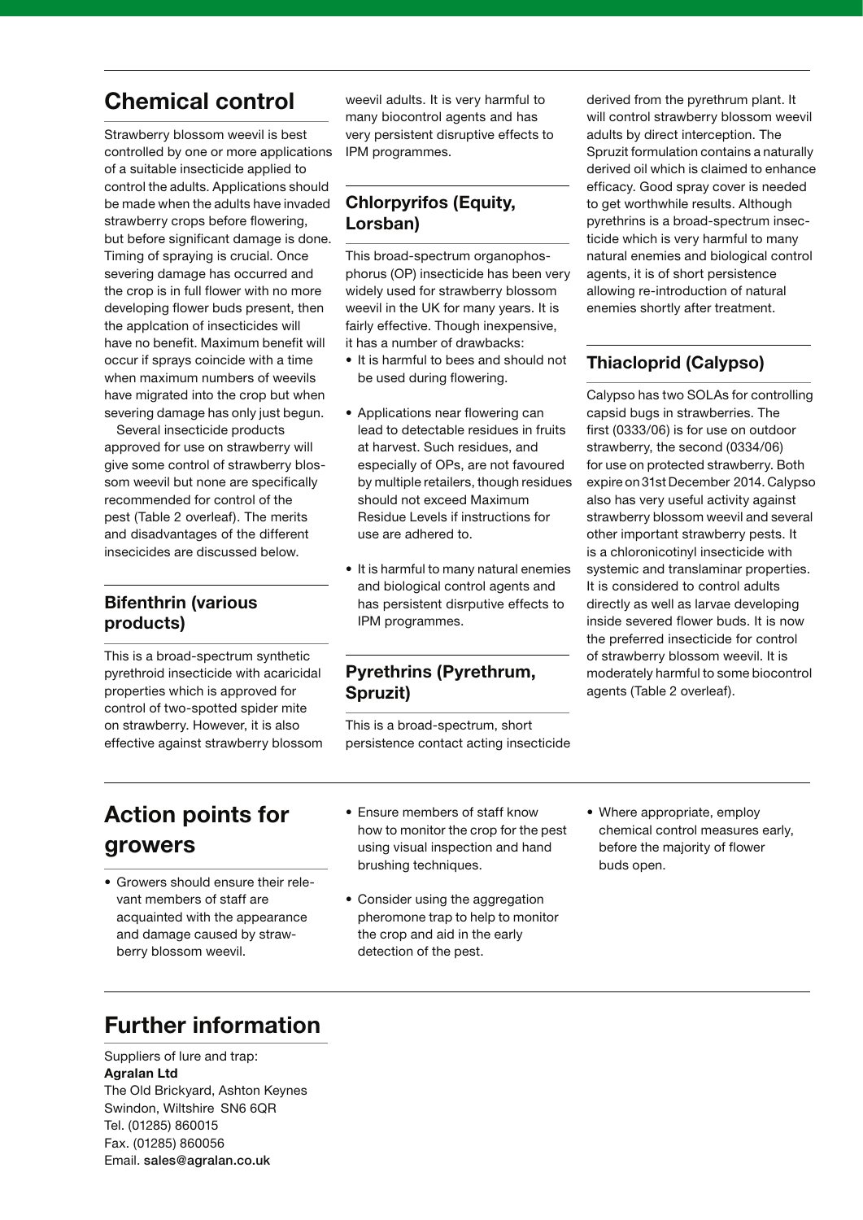## Chemical control

Strawberry blossom weevil is best controlled by one or more applications of a suitable insecticide applied to control the adults. Applications should be made when the adults have invaded strawberry crops before flowering, but before significant damage is done. Timing of spraying is crucial. Once severing damage has occurred and the crop is in full flower with no more developing flower buds present, then the applcation of insecticides will have no benefit. Maximum benefit will occur if sprays coincide with a time when maximum numbers of weevils have migrated into the crop but when severing damage has only just begun.

Several insecticide products approved for use on strawberry will give some control of strawberry blossom weevil but none are specifically recommended for control of the pest (Table 2 overleaf). The merits and disadvantages of the different insecticides are discussed below.

### Bifenthrin (various products)

This is a broad-spectrum synthetic pyrethroid insecticide with acaricidal properties which is approved for control of two-spotted spider mite on strawberry. However, it is also effective against strawberry blossom weevil adults. It is very harmful to many biocontrol agents and has very persistent disruptive effects to IPM programmes.

### Chlorpyrifos (Equity, Lorsban)

This broad-spectrum organophosphorus (OP) insecticide has been very widely used for strawberry blossom weevil in the UK for many years. It is fairly effective. Though inexpensive, it has a number of drawbacks:

- It is harmful to bees and should not be used during flowering.
- Applications near flowering can lead to detectable residues in fruits at harvest. Such residues, and especially of OPs, are not favoured by multiple retailers, though residues should not exceed Maximum Residue Levels if instructions for use are adhered to.
- It is harmful to many natural enemies and biological control agents and has persistent disrputive effects to IPM programmes.

### Pyrethrins (Pyrethrum, Spruzit)

This is a broad-spectrum, short persistence contact acting insecticide derived from the pyrethrum plant. It will control strawberry blossom weevil adults by direct interception. The Spruzit formulation contains a naturally derived oil which is claimed to enhance efficacy. Good spray cover is needed to get worthwhile results. Although pyrethrins is a broad-spectrum insecticide which is very harmful to many natural enemies and biological control agents, it is of short persistence allowing re-introduction of natural enemies shortly after treatment.

### Thiacloprid (Calypso)

Calypso has two SOLAs for controlling capsid bugs in strawberries. The first (0333/06) is for use on outdoor strawberry, the second (0334/06) for use on protected strawberry. Both expire on 31st December 2014. Calypso also has very useful activity against strawberry blossom weevil and several other important strawberry pests. It is a chloronicotinyl insecticide with systemic and translaminar properties. It is considered to control adults directly as well as larvae developing inside severed flower buds. It is now the preferred insecticide for control of strawberry blossom weevil. It is moderately harmful to some biocontrol agents (Table 2 overleaf).

## Action points for growers

- Growers should ensure their relevant members of staff are acquainted with the appearance and damage caused by strawberry blossom weevil.
- Ensure members of staff know how to monitor the crop for the pest using visual inspection and hand brushing techniques.
- Consider using the aggregation pheromone trap to help to monitor the crop and aid in the early detection of the pest.
- Where appropriate, employ chemical control measures early, before the majority of flower buds open.

## Further information

Suppliers of lure and trap:
**Agralan Ltd**
The Old Brickyard, Ashton Keynes
Swindon, Wiltshire SN6 6QR
Tel. (01285) 860015
Fax. (01285) 860056
Email. **sales@agralan.co.uk**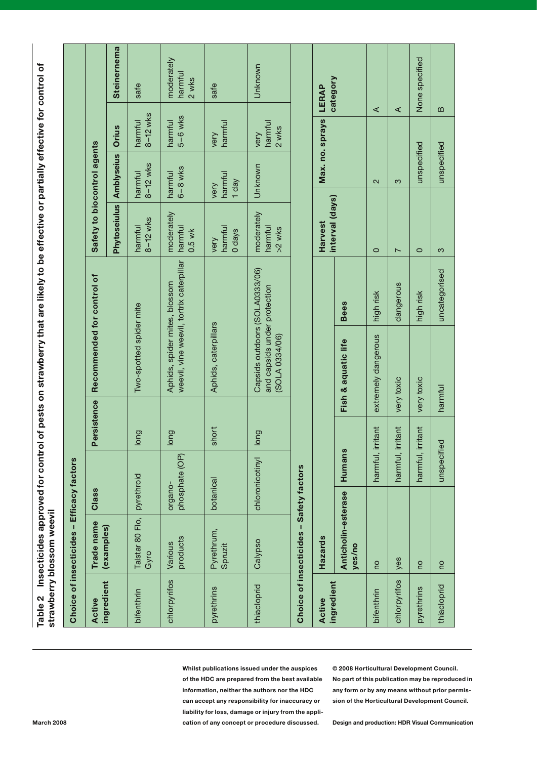**Table 2 Insecticides approved for control of pests on strawberry that are likely to be effective or partially effective for control of strawberry blossom weevil**

**Choice of insecticides – Efficacy factors**

| Active ingredient | Trade name (examples) | Class | Persistence | Recommended for control of | Safety to biocontrol agents | | | |
|---|---|---|---|---|---|---|---|---|
| | | | | | Phytoseiulus | Amblyseius | Orius | Steinernema |
| bifenthrin | Talstar 80 Flo, Gyro | pyrethroid | long | Two-spotted spider mite | harmful 8–12 wks | harmful 8–12 wks | harmful 8–12 wks | safe |
| chlorpyrifos | Various products | organo-phosphate (OP) | long | Aphids, spider mites, blossom weevil, vine weevil, tortrix caterpillar | moderately harmful 0.5 wk | harmful 6–8 wks | harmful 5–6 wks | moderately harmful 2 wks |
| pyrethrins | Pyrethrum, Spruzit | botanical | short | Aphids, caterpillars | very harmful 0 days | very harmful 1 day | very harmful | safe |
| thiacloprid | Calypso | chloronicotinyl | long | Capsids outdoors (SOLA0333/06) and capsids under protection (SOLA 0334/06) | moderately harmful >2 wks | Unknown | very harmful 2 wks | Unknown |

**Choice of insecticides – Safety factors**

| Active ingredient | Hazards | | | | Harvest interval (days) | Max. no. sprays | LERAP category |
|---|---|---|---|---|---|---|---|
| | Anticholin-esterase yes/no | Humans | Fish & aquatic life | Bees | | | |
| bifenthrin | no | harmful, irritant | extremely dangerous | high risk | 0 | 2 | A |
| chlorpyrifos | yes | harmful, irritant | very toxic | dangerous | 7 | 3 | A |
| pyrethrins | no | harmful, irritant | very toxic | high risk | 0 | unspecified | None specified |
| thiacloprid | no | unspecified | harmful | uncategorised | 3 | unspecified | B |

March 2008

Whilst publications issued under the auspices of the HDC are prepared from the best available information, neither the authors nor the HDC can accept any responsibility for inaccuracy or liability for loss, damage or injury from the application of any concept or procedure discussed.

© 2008 Horticultural Development Council. No part of this publication may be reproduced in any form or by any means without prior permission of the Horticultural Development Council.

Design and production: HDR Visual Communication